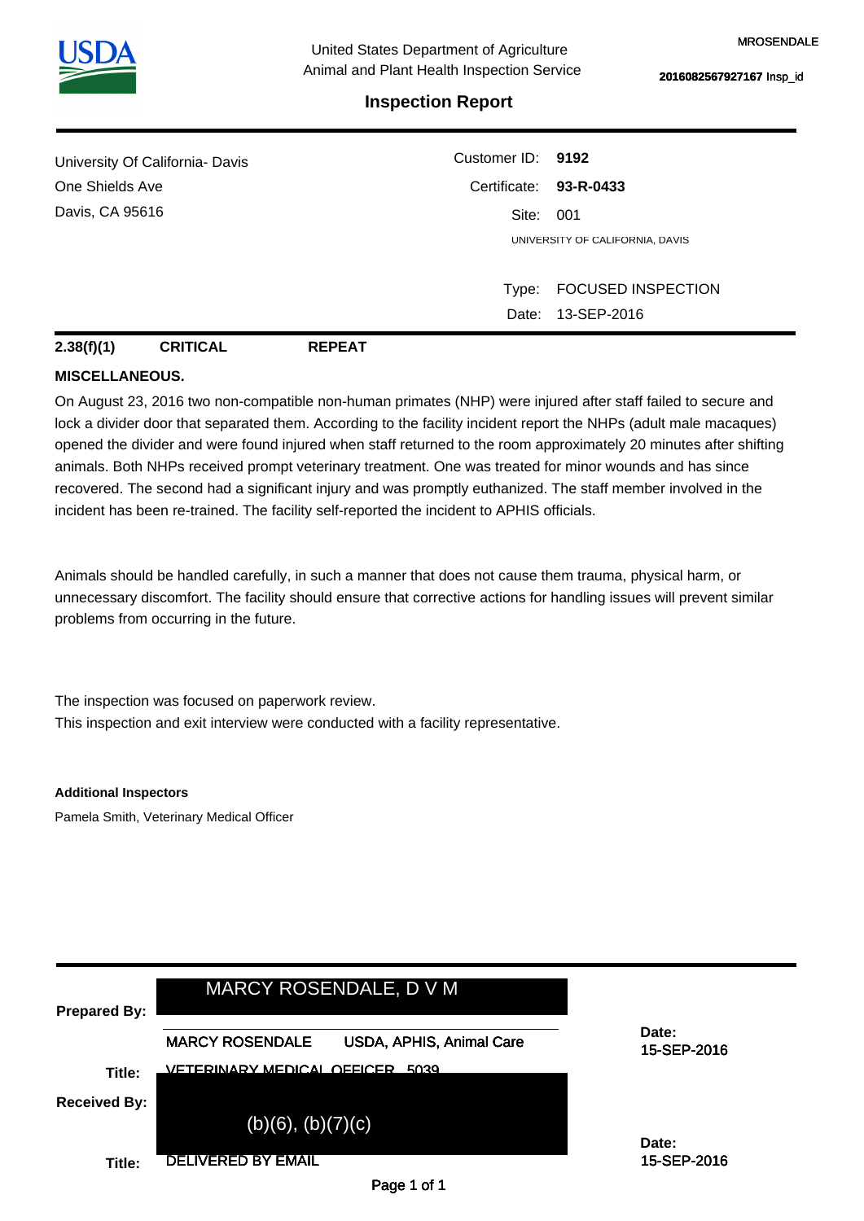MROSENDALE

2016082567927167 Insp_id

United States Department of Agriculture
Animal and Plant Health Inspection Service

# Inspection Report

University Of California- Davis
One Shields Ave
Davis, CA 95616

Customer ID: **9192**
Certificate: **93-R-0433**
Site: 001
UNIVERSITY OF CALIFORNIA, DAVIS

Type: FOCUSED INSPECTION
Date: 13-SEP-2016

**2.38(f)(1) CRITICAL REPEAT**

**MISCELLANEOUS.**

On August 23, 2016 two non-compatible non-human primates (NHP) were injured after staff failed to secure and lock a divider door that separated them. According to the facility incident report the NHPs (adult male macaques) opened the divider and were found injured when staff returned to the room approximately 20 minutes after shifting animals. Both NHPs received prompt veterinary treatment. One was treated for minor wounds and has since recovered. The second had a significant injury and was promptly euthanized. The staff member involved in the incident has been re-trained. The facility self-reported the incident to APHIS officials.

Animals should be handled carefully, in such a manner that does not cause them trauma, physical harm, or unnecessary discomfort. The facility should ensure that corrective actions for handling issues will prevent similar problems from occurring in the future.

The inspection was focused on paperwork review.
This inspection and exit interview were conducted with a facility representative.

**Additional Inspectors**

Pamela Smith, Veterinary Medical Officer

**Prepared By:** MARCY ROSENDALE, D V M

MARCY ROSENDALE USDA, APHIS, Animal Care

**Date:** 15-SEP-2016

**Title:** VETERINARY MEDICAL OFFICER 5039

**Received By:** (b)(6), (b)(7)(c)

**Title:** DELIVERED BY EMAIL

**Date:** 15-SEP-2016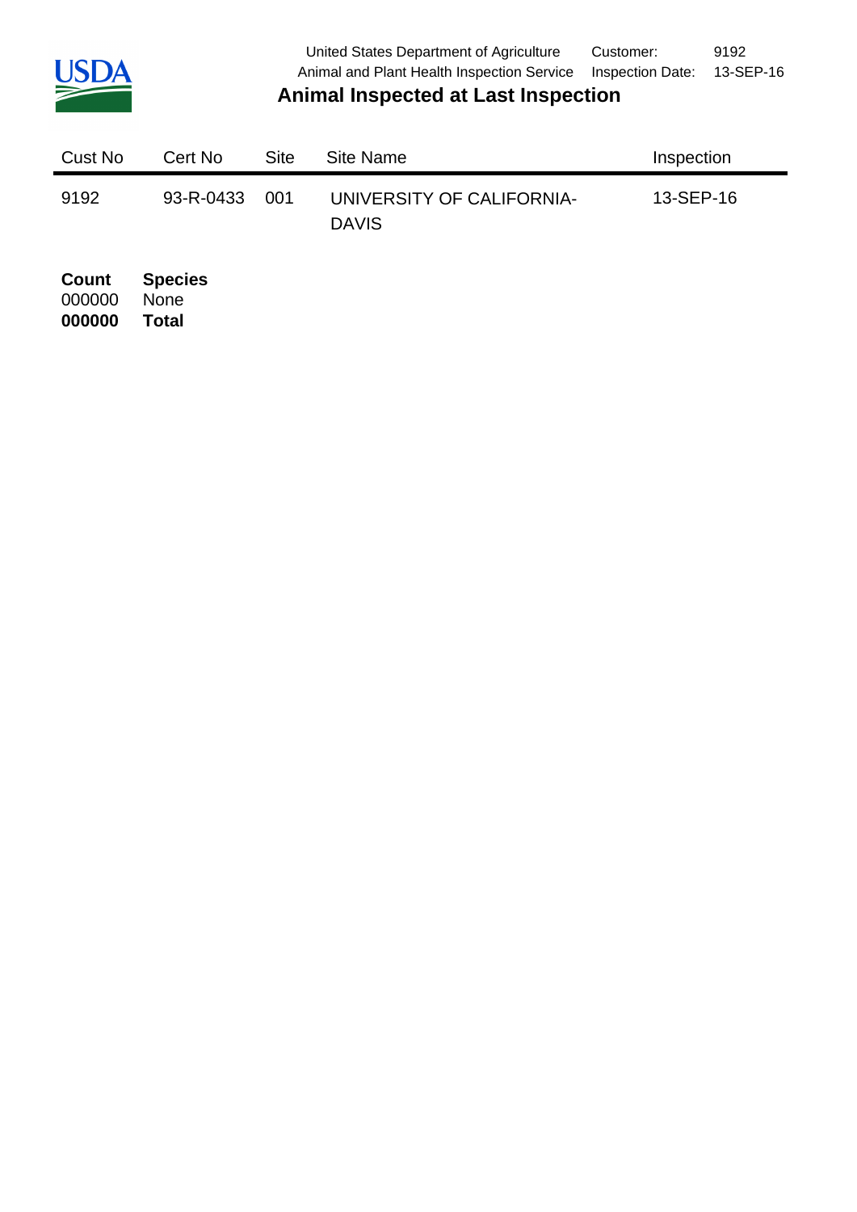United States Department of Agriculture
Animal and Plant Health Inspection Service

Customer: 9192
Inspection Date: 13-SEP-16

# Animal Inspected at Last Inspection

| Cust No | Cert No | Site | Site Name | Inspection |
|---|---|---|---|---|
| 9192 | 93-R-0433 | 001 | UNIVERSITY OF CALIFORNIA-DAVIS | 13-SEP-16 |

| **Count** | **Species** |
|---|---|
| 000000 | None |
| **000000** | **Total** |